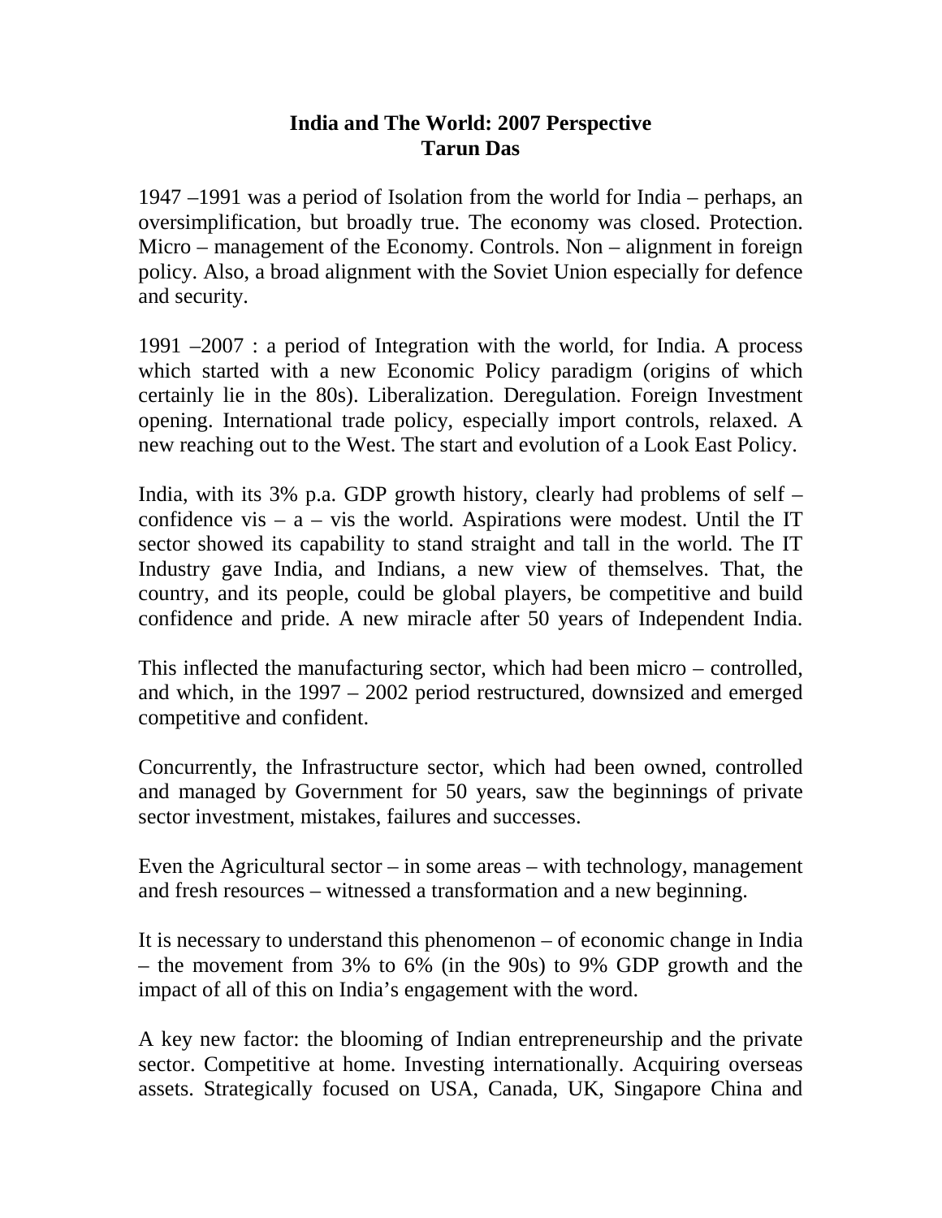# India and The World: 2007 Perspective
## Tarun Das

1947 –1991 was a period of Isolation from the world for India – perhaps, an oversimplification, but broadly true. The economy was closed. Protection. Micro – management of the Economy. Controls. Non – alignment in foreign policy. Also, a broad alignment with the Soviet Union especially for defence and security.

1991 –2007 : a period of Integration with the world, for India. A process which started with a new Economic Policy paradigm (origins of which certainly lie in the 80s). Liberalization. Deregulation. Foreign Investment opening. International trade policy, especially import controls, relaxed. A new reaching out to the West. The start and evolution of a Look East Policy.

India, with its 3% p.a. GDP growth history, clearly had problems of self – confidence vis – a – vis the world. Aspirations were modest. Until the IT sector showed its capability to stand straight and tall in the world. The IT Industry gave India, and Indians, a new view of themselves. That, the country, and its people, could be global players, be competitive and build confidence and pride. A new miracle after 50 years of Independent India.

This inflected the manufacturing sector, which had been micro – controlled, and which, in the 1997 – 2002 period restructured, downsized and emerged competitive and confident.

Concurrently, the Infrastructure sector, which had been owned, controlled and managed by Government for 50 years, saw the beginnings of private sector investment, mistakes, failures and successes.

Even the Agricultural sector – in some areas – with technology, management and fresh resources – witnessed a transformation and a new beginning.

It is necessary to understand this phenomenon – of economic change in India – the movement from 3% to 6% (in the 90s) to 9% GDP growth and the impact of all of this on India's engagement with the word.

A key new factor: the blooming of Indian entrepreneurship and the private sector. Competitive at home. Investing internationally. Acquiring overseas assets. Strategically focused on USA, Canada, UK, Singapore China and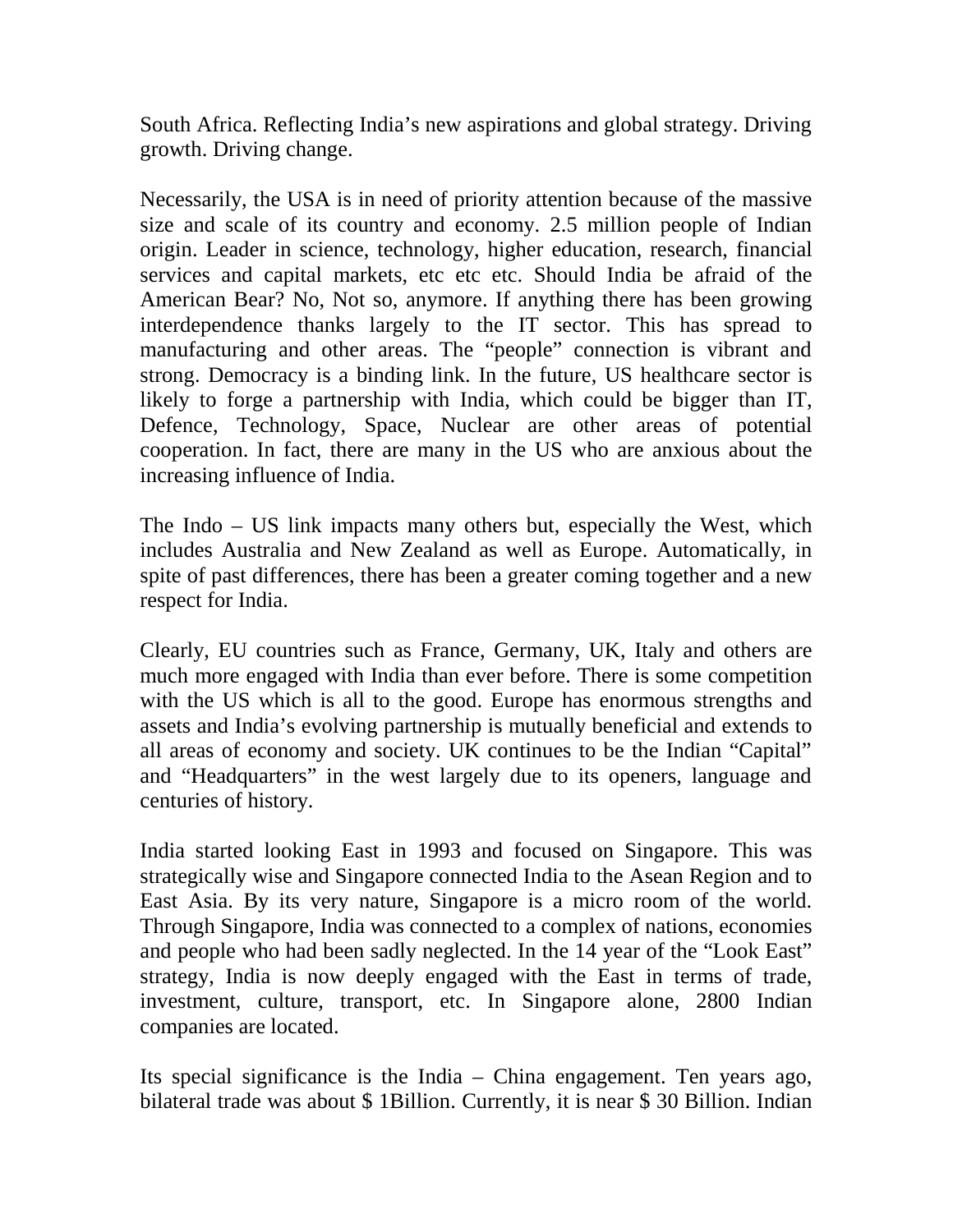South Africa. Reflecting India's new aspirations and global strategy. Driving growth. Driving change.

Necessarily, the USA is in need of priority attention because of the massive size and scale of its country and economy. 2.5 million people of Indian origin. Leader in science, technology, higher education, research, financial services and capital markets, etc etc etc. Should India be afraid of the American Bear? No, Not so, anymore. If anything there has been growing interdependence thanks largely to the IT sector. This has spread to manufacturing and other areas. The "people" connection is vibrant and strong. Democracy is a binding link. In the future, US healthcare sector is likely to forge a partnership with India, which could be bigger than IT, Defence, Technology, Space, Nuclear are other areas of potential cooperation. In fact, there are many in the US who are anxious about the increasing influence of India.

The Indo – US link impacts many others but, especially the West, which includes Australia and New Zealand as well as Europe. Automatically, in spite of past differences, there has been a greater coming together and a new respect for India.

Clearly, EU countries such as France, Germany, UK, Italy and others are much more engaged with India than ever before. There is some competition with the US which is all to the good. Europe has enormous strengths and assets and India's evolving partnership is mutually beneficial and extends to all areas of economy and society. UK continues to be the Indian "Capital" and "Headquarters" in the west largely due to its openers, language and centuries of history.

India started looking East in 1993 and focused on Singapore. This was strategically wise and Singapore connected India to the Asean Region and to East Asia. By its very nature, Singapore is a micro room of the world. Through Singapore, India was connected to a complex of nations, economies and people who had been sadly neglected. In the 14 year of the "Look East" strategy, India is now deeply engaged with the East in terms of trade, investment, culture, transport, etc. In Singapore alone, 2800 Indian companies are located.

Its special significance is the India – China engagement. Ten years ago, bilateral trade was about $ 1Billion. Currently, it is near $ 30 Billion. Indian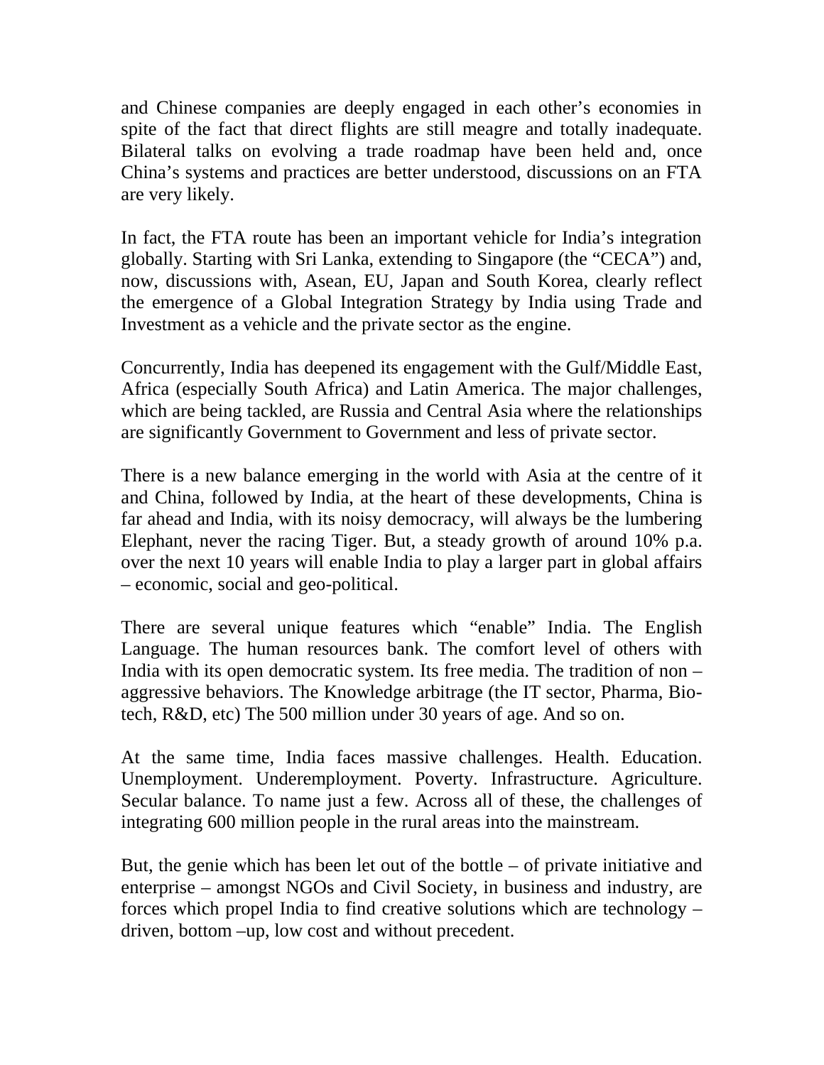and Chinese companies are deeply engaged in each other's economies in spite of the fact that direct flights are still meagre and totally inadequate. Bilateral talks on evolving a trade roadmap have been held and, once China's systems and practices are better understood, discussions on an FTA are very likely.

In fact, the FTA route has been an important vehicle for India's integration globally. Starting with Sri Lanka, extending to Singapore (the "CECA") and, now, discussions with, Asean, EU, Japan and South Korea, clearly reflect the emergence of a Global Integration Strategy by India using Trade and Investment as a vehicle and the private sector as the engine.

Concurrently, India has deepened its engagement with the Gulf/Middle East, Africa (especially South Africa) and Latin America. The major challenges, which are being tackled, are Russia and Central Asia where the relationships are significantly Government to Government and less of private sector.

There is a new balance emerging in the world with Asia at the centre of it and China, followed by India, at the heart of these developments, China is far ahead and India, with its noisy democracy, will always be the lumbering Elephant, never the racing Tiger. But, a steady growth of around 10% p.a. over the next 10 years will enable India to play a larger part in global affairs – economic, social and geo-political.

There are several unique features which "enable" India. The English Language. The human resources bank. The comfort level of others with India with its open democratic system. Its free media. The tradition of non – aggressive behaviors. The Knowledge arbitrage (the IT sector, Pharma, Bio-tech, R&D, etc) The 500 million under 30 years of age. And so on.

At the same time, India faces massive challenges. Health. Education. Unemployment. Underemployment. Poverty. Infrastructure. Agriculture. Secular balance. To name just a few. Across all of these, the challenges of integrating 600 million people in the rural areas into the mainstream.

But, the genie which has been let out of the bottle – of private initiative and enterprise – amongst NGOs and Civil Society, in business and industry, are forces which propel India to find creative solutions which are technology – driven, bottom –up, low cost and without precedent.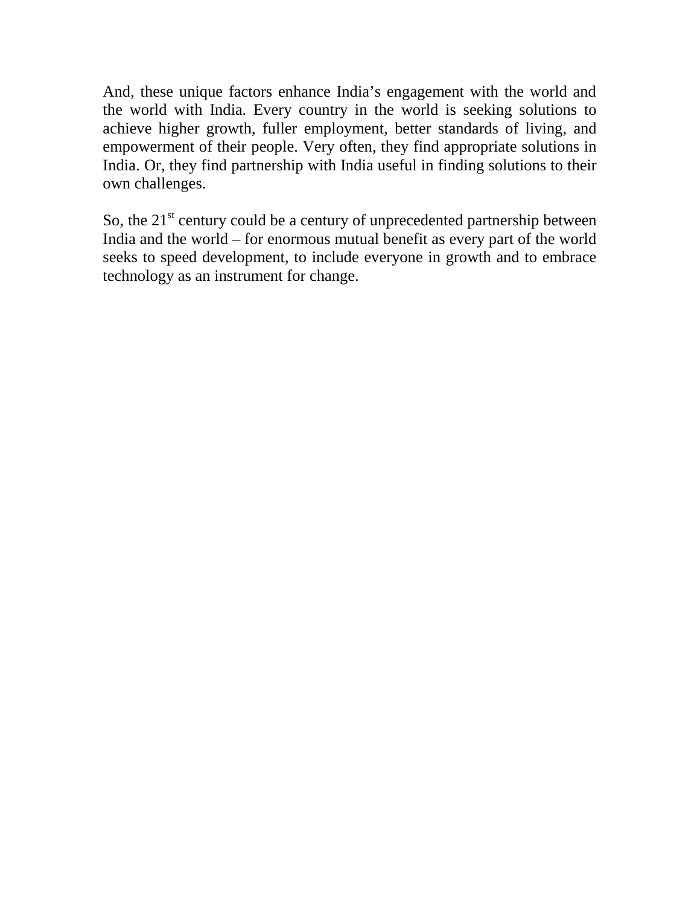And, these unique factors enhance India's engagement with the world and the world with India. Every country in the world is seeking solutions to achieve higher growth, fuller employment, better standards of living, and empowerment of their people. Very often, they find appropriate solutions in India. Or, they find partnership with India useful in finding solutions to their own challenges.

So, the 21st century could be a century of unprecedented partnership between India and the world – for enormous mutual benefit as every part of the world seeks to speed development, to include everyone in growth and to embrace technology as an instrument for change.